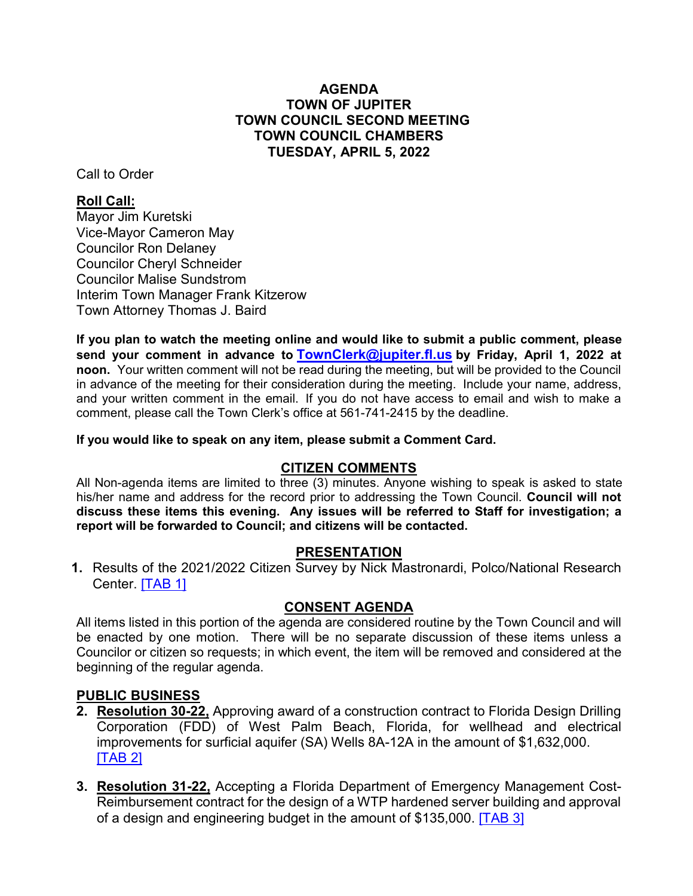# AGENDA
# TOWN OF JUPITER
# TOWN COUNCIL SECOND MEETING
# TOWN COUNCIL CHAMBERS
# TUESDAY, APRIL 5, 2022

Call to Order

**Roll Call:**

Mayor Jim Kuretski
Vice-Mayor Cameron May
Councilor Ron Delaney
Councilor Cheryl Schneider
Councilor Malise Sundstrom
Interim Town Manager Frank Kitzerow
Town Attorney Thomas J. Baird

**If you plan to watch the meeting online and would like to submit a public comment, please send your comment in advance to [TownClerk@jupiter.fl.us](mailto:TownClerk@jupiter.fl.us) by Friday, April 1, 2022 at noon.** Your written comment will not be read during the meeting, but will be provided to the Council in advance of the meeting for their consideration during the meeting. Include your name, address, and your written comment in the email. If you do not have access to email and wish to make a comment, please call the Town Clerk's office at 561-741-2415 by the deadline.

**If you would like to speak on any item, please submit a Comment Card.**

## CITIZEN COMMENTS

All Non-agenda items are limited to three (3) minutes. Anyone wishing to speak is asked to state his/her name and address for the record prior to addressing the Town Council. **Council will not discuss these items this evening. Any issues will be referred to Staff for investigation; a report will be forwarded to Council; and citizens will be contacted.**

## PRESENTATION

1. Results of the 2021/2022 Citizen Survey by Nick Mastronardi, Polco/National Research Center. [TAB 1]

## CONSENT AGENDA

All items listed in this portion of the agenda are considered routine by the Town Council and will be enacted by one motion. There will be no separate discussion of these items unless a Councilor or citizen so requests; in which event, the item will be removed and considered at the beginning of the regular agenda.

**PUBLIC BUSINESS**

2. **Resolution 30-22,** Approving award of a construction contract to Florida Design Drilling Corporation (FDD) of West Palm Beach, Florida, for wellhead and electrical improvements for surficial aquifer (SA) Wells 8A-12A in the amount of $1,632,000. [TAB 2]

3. **Resolution 31-22,** Accepting a Florida Department of Emergency Management Cost-Reimbursement contract for the design of a WTP hardened server building and approval of a design and engineering budget in the amount of $135,000. [TAB 3]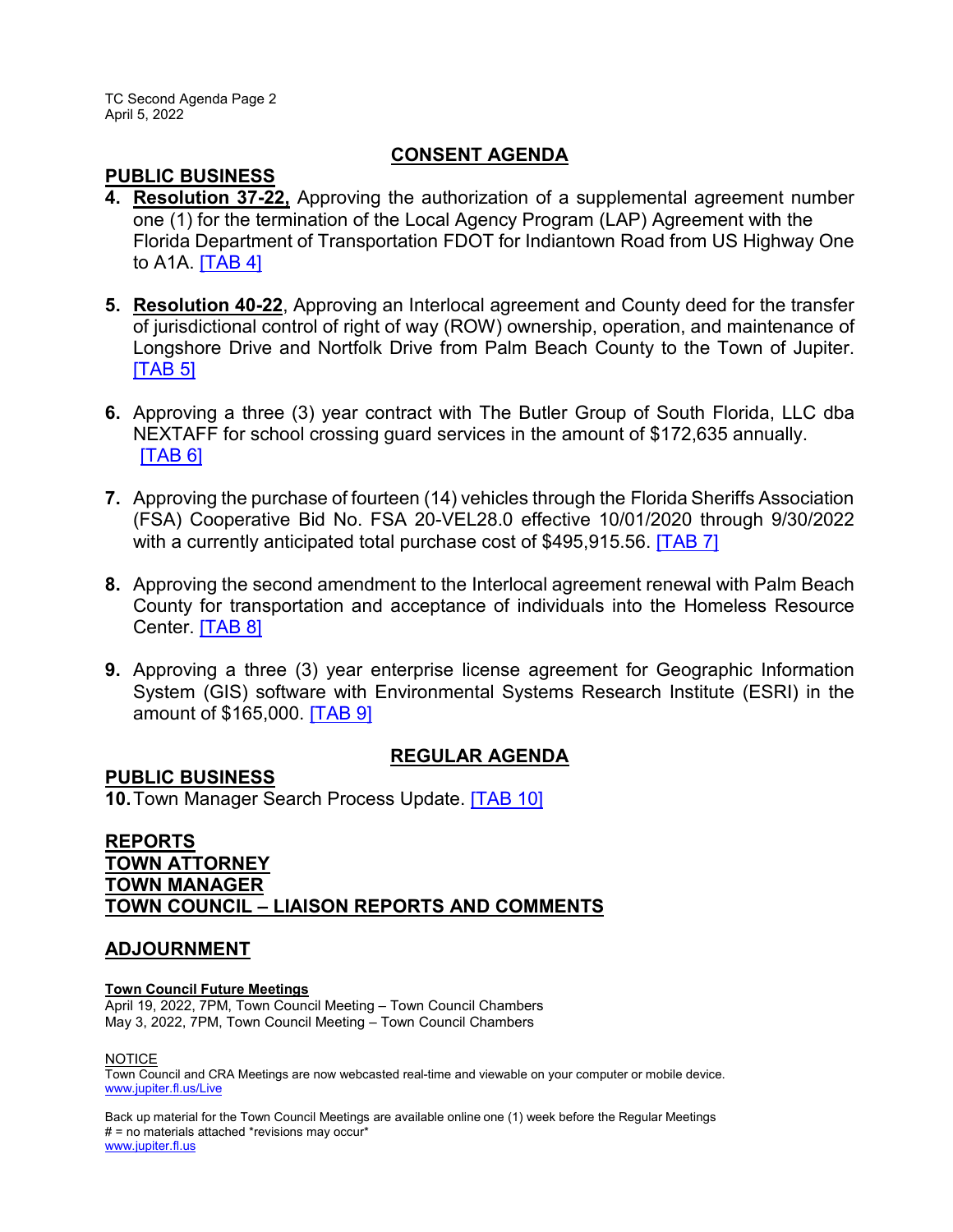## CONSENT AGENDA

### PUBLIC BUSINESS

4. **Resolution 37-22,** Approving the authorization of a supplemental agreement number one (1) for the termination of the Local Agency Program (LAP) Agreement with the Florida Department of Transportation FDOT for Indiantown Road from US Highway One to A1A. [TAB 4]

5. **Resolution 40-22**, Approving an Interlocal agreement and County deed for the transfer of jurisdictional control of right of way (ROW) ownership, operation, and maintenance of Longshore Drive and Nortfolk Drive from Palm Beach County to the Town of Jupiter. [TAB 5]

6. Approving a three (3) year contract with The Butler Group of South Florida, LLC dba NEXTAFF for school crossing guard services in the amount of $172,635 annually. [TAB 6]

7. Approving the purchase of fourteen (14) vehicles through the Florida Sheriffs Association (FSA) Cooperative Bid No. FSA 20-VEL28.0 effective 10/01/2020 through 9/30/2022 with a currently anticipated total purchase cost of $495,915.56. [TAB 7]

8. Approving the second amendment to the Interlocal agreement renewal with Palm Beach County for transportation and acceptance of individuals into the Homeless Resource Center. [TAB 8]

9. Approving a three (3) year enterprise license agreement for Geographic Information System (GIS) software with Environmental Systems Research Institute (ESRI) in the amount of $165,000. [TAB 9]

## REGULAR AGENDA

### PUBLIC BUSINESS

10. Town Manager Search Process Update. [TAB 10]

### REPORTS
### TOWN ATTORNEY
### TOWN MANAGER
### TOWN COUNCIL – LIAISON REPORTS AND COMMENTS

## ADJOURNMENT

**Town Council Future Meetings**
April 19, 2022, 7PM, Town Council Meeting – Town Council Chambers
May 3, 2022, 7PM, Town Council Meeting – Town Council Chambers

NOTICE
Town Council and CRA Meetings are now webcasted real-time and viewable on your computer or mobile device.
www.jupiter.fl.us/Live

Back up material for the Town Council Meetings are available online one (1) week before the Regular Meetings
# = no materials attached *revisions may occur*
www.jupiter.fl.us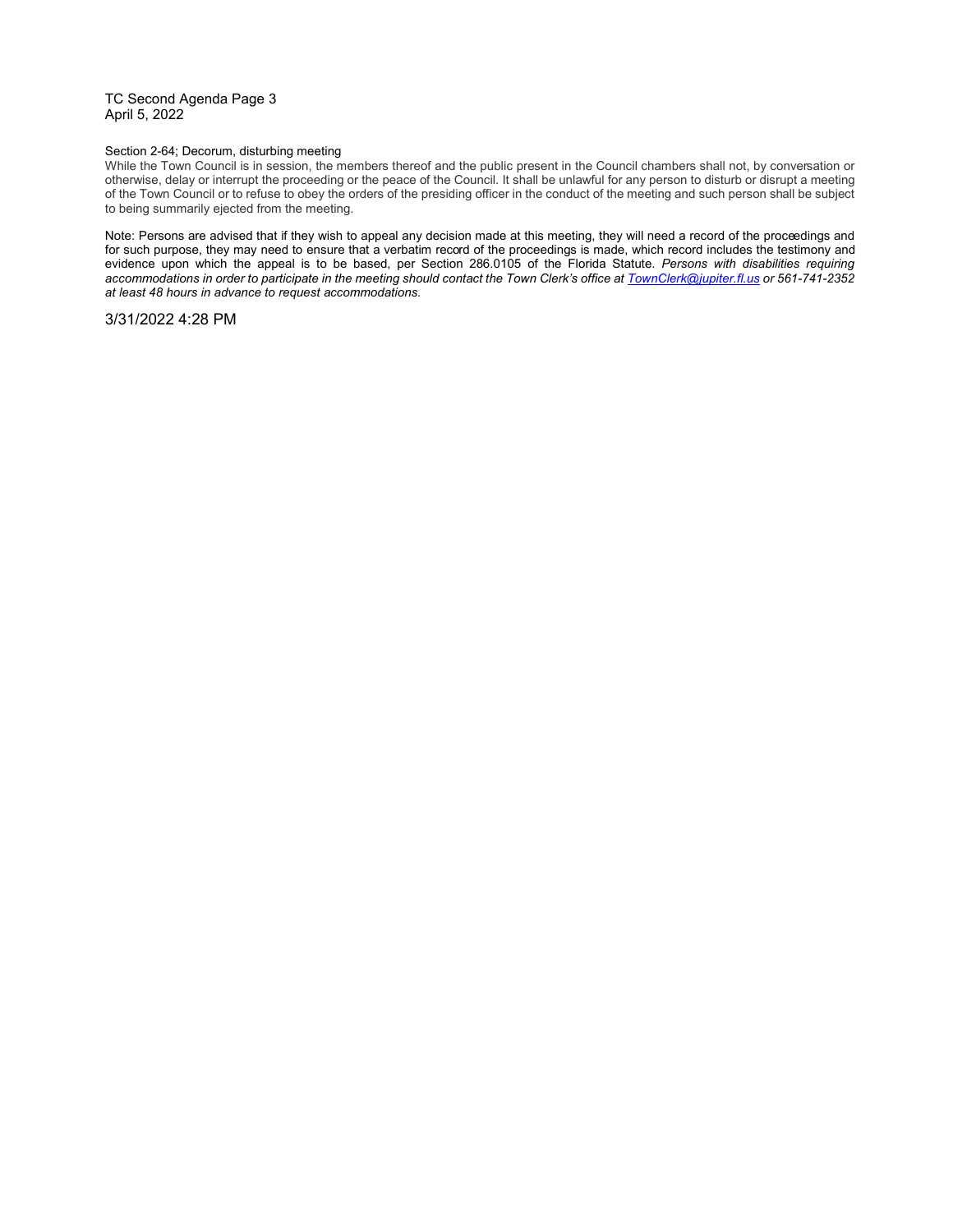Section 2-64; Decorum, disturbing meeting

While the Town Council is in session, the members thereof and the public present in the Council chambers shall not, by conversation or otherwise, delay or interrupt the proceeding or the peace of the Council. It shall be unlawful for any person to disturb or disrupt a meeting of the Town Council or to refuse to obey the orders of the presiding officer in the conduct of the meeting and such person shall be subject to being summarily ejected from the meeting.

Note: Persons are advised that if they wish to appeal any decision made at this meeting, they will need a record of the proceedings and for such purpose, they may need to ensure that a verbatim record of the proceedings is made, which record includes the testimony and evidence upon which the appeal is to be based, per Section 286.0105 of the Florida Statute. *Persons with disabilities requiring accommodations in order to participate in the meeting should contact the Town Clerk's office at TownClerk@jupiter.fl.us or 561-741-2352 at least 48 hours in advance to request accommodations.*

3/31/2022 4:28 PM